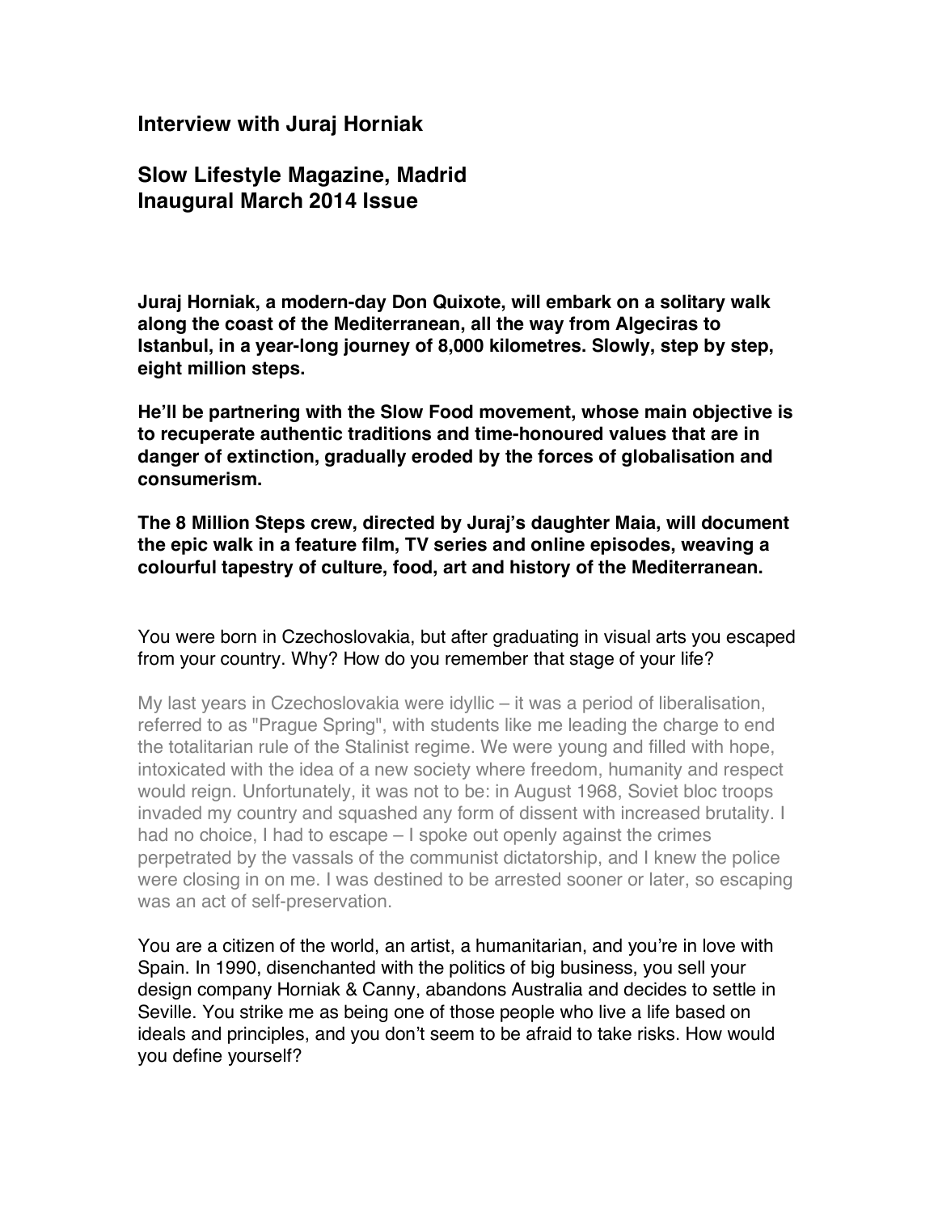## Interview with Juraj Horniak

## Slow Lifestyle Magazine, Madrid
## Inaugural March 2014 Issue

**Juraj Horniak, a modern-day Don Quixote, will embark on a solitary walk along the coast of the Mediterranean, all the way from Algeciras to Istanbul, in a year-long journey of 8,000 kilometres. Slowly, step by step, eight million steps.**

**He'll be partnering with the Slow Food movement, whose main objective is to recuperate authentic traditions and time-honoured values that are in danger of extinction, gradually eroded by the forces of globalisation and consumerism.**

**The 8 Million Steps crew, directed by Juraj's daughter Maia, will document the epic walk in a feature film, TV series and online episodes, weaving a colourful tapestry of culture, food, art and history of the Mediterranean.**

You were born in Czechoslovakia, but after graduating in visual arts you escaped from your country. Why? How do you remember that stage of your life?

My last years in Czechoslovakia were idyllic – it was a period of liberalisation, referred to as "Prague Spring", with students like me leading the charge to end the totalitarian rule of the Stalinist regime. We were young and filled with hope, intoxicated with the idea of a new society where freedom, humanity and respect would reign. Unfortunately, it was not to be: in August 1968, Soviet bloc troops invaded my country and squashed any form of dissent with increased brutality. I had no choice, I had to escape – I spoke out openly against the crimes perpetrated by the vassals of the communist dictatorship, and I knew the police were closing in on me. I was destined to be arrested sooner or later, so escaping was an act of self-preservation.

You are a citizen of the world, an artist, a humanitarian, and you're in love with Spain. In 1990, disenchanted with the politics of big business, you sell your design company Horniak & Canny, abandons Australia and decides to settle in Seville. You strike me as being one of those people who live a life based on ideals and principles, and you don't seem to be afraid to take risks. How would you define yourself?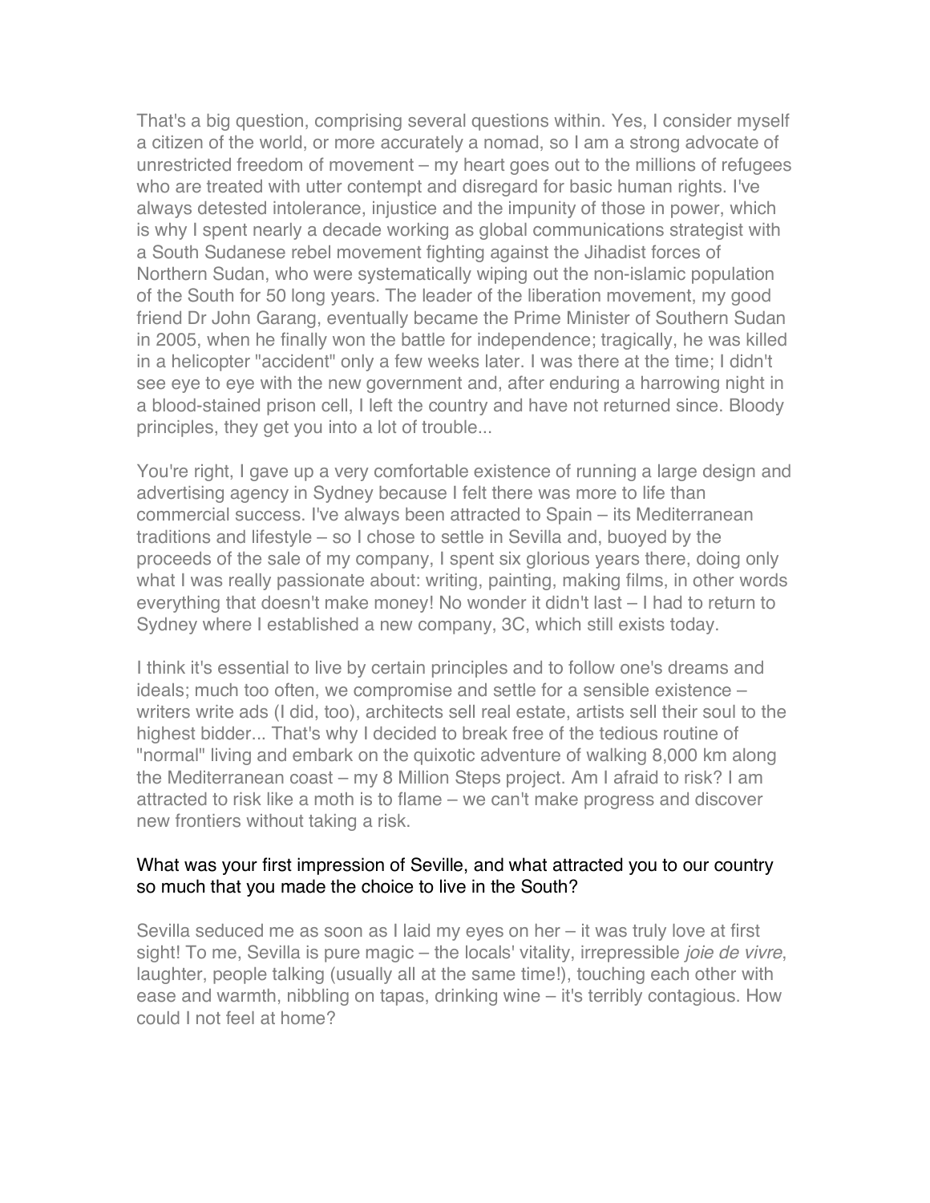That's a big question, comprising several questions within. Yes, I consider myself a citizen of the world, or more accurately a nomad, so I am a strong advocate of unrestricted freedom of movement – my heart goes out to the millions of refugees who are treated with utter contempt and disregard for basic human rights. I've always detested intolerance, injustice and the impunity of those in power, which is why I spent nearly a decade working as global communications strategist with a South Sudanese rebel movement fighting against the Jihadist forces of Northern Sudan, who were systematically wiping out the non-islamic population of the South for 50 long years. The leader of the liberation movement, my good friend Dr John Garang, eventually became the Prime Minister of Southern Sudan in 2005, when he finally won the battle for independence; tragically, he was killed in a helicopter "accident" only a few weeks later. I was there at the time; I didn't see eye to eye with the new government and, after enduring a harrowing night in a blood-stained prison cell, I left the country and have not returned since. Bloody principles, they get you into a lot of trouble...

You're right, I gave up a very comfortable existence of running a large design and advertising agency in Sydney because I felt there was more to life than commercial success. I've always been attracted to Spain – its Mediterranean traditions and lifestyle – so I chose to settle in Sevilla and, buoyed by the proceeds of the sale of my company, I spent six glorious years there, doing only what I was really passionate about: writing, painting, making films, in other words everything that doesn't make money! No wonder it didn't last – I had to return to Sydney where I established a new company, 3C, which still exists today.

I think it's essential to live by certain principles and to follow one's dreams and ideals; much too often, we compromise and settle for a sensible existence – writers write ads (I did, too), architects sell real estate, artists sell their soul to the highest bidder... That's why I decided to break free of the tedious routine of "normal" living and embark on the quixotic adventure of walking 8,000 km along the Mediterranean coast – my 8 Million Steps project. Am I afraid to risk? I am attracted to risk like a moth is to flame – we can't make progress and discover new frontiers without taking a risk.

What was your first impression of Seville, and what attracted you to our country so much that you made the choice to live in the South?

Sevilla seduced me as soon as I laid my eyes on her – it was truly love at first sight! To me, Sevilla is pure magic – the locals' vitality, irrepressible *joie de vivre*, laughter, people talking (usually all at the same time!), touching each other with ease and warmth, nibbling on tapas, drinking wine – it's terribly contagious. How could I not feel at home?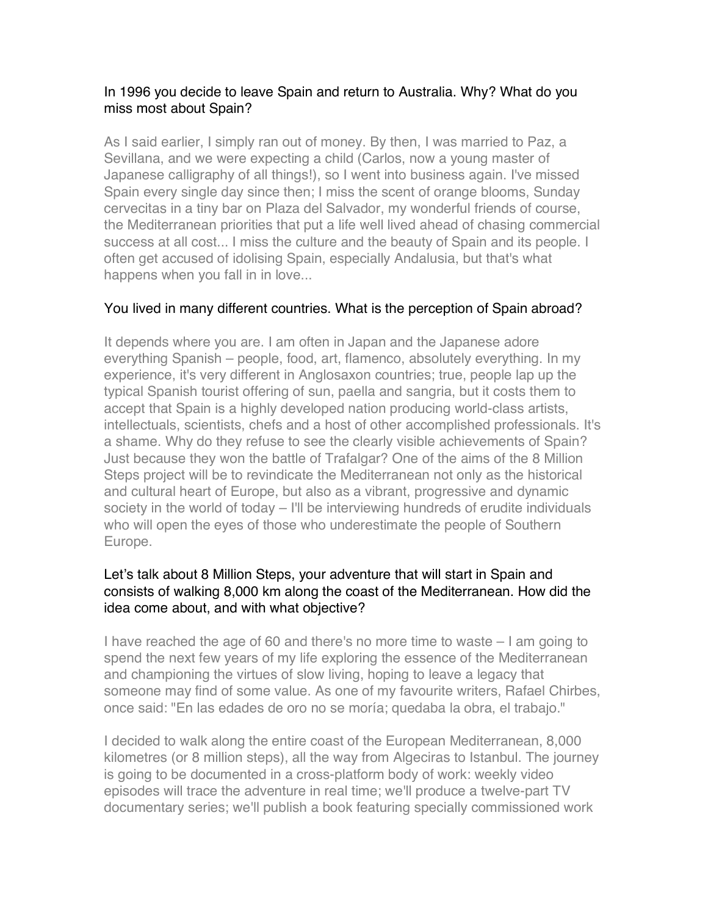In 1996 you decide to leave Spain and return to Australia. Why? What do you miss most about Spain?

As I said earlier, I simply ran out of money. By then, I was married to Paz, a Sevillana, and we were expecting a child (Carlos, now a young master of Japanese calligraphy of all things!), so I went into business again. I've missed Spain every single day since then; I miss the scent of orange blooms, Sunday cervecitas in a tiny bar on Plaza del Salvador, my wonderful friends of course, the Mediterranean priorities that put a life well lived ahead of chasing commercial success at all cost... I miss the culture and the beauty of Spain and its people. I often get accused of idolising Spain, especially Andalusia, but that's what happens when you fall in in love...

You lived in many different countries. What is the perception of Spain abroad?

It depends where you are. I am often in Japan and the Japanese adore everything Spanish – people, food, art, flamenco, absolutely everything. In my experience, it's very different in Anglosaxon countries; true, people lap up the typical Spanish tourist offering of sun, paella and sangria, but it costs them to accept that Spain is a highly developed nation producing world-class artists, intellectuals, scientists, chefs and a host of other accomplished professionals. It's a shame. Why do they refuse to see the clearly visible achievements of Spain? Just because they won the battle of Trafalgar? One of the aims of the 8 Million Steps project will be to revindicate the Mediterranean not only as the historical and cultural heart of Europe, but also as a vibrant, progressive and dynamic society in the world of today – I'll be interviewing hundreds of erudite individuals who will open the eyes of those who underestimate the people of Southern Europe.

Let's talk about 8 Million Steps, your adventure that will start in Spain and consists of walking 8,000 km along the coast of the Mediterranean. How did the idea come about, and with what objective?

I have reached the age of 60 and there's no more time to waste – I am going to spend the next few years of my life exploring the essence of the Mediterranean and championing the virtues of slow living, hoping to leave a legacy that someone may find of some value. As one of my favourite writers, Rafael Chirbes, once said: "En las edades de oro no se moría; quedaba la obra, el trabajo."

I decided to walk along the entire coast of the European Mediterranean, 8,000 kilometres (or 8 million steps), all the way from Algeciras to Istanbul. The journey is going to be documented in a cross-platform body of work: weekly video episodes will trace the adventure in real time; we'll produce a twelve-part TV documentary series; we'll publish a book featuring specially commissioned work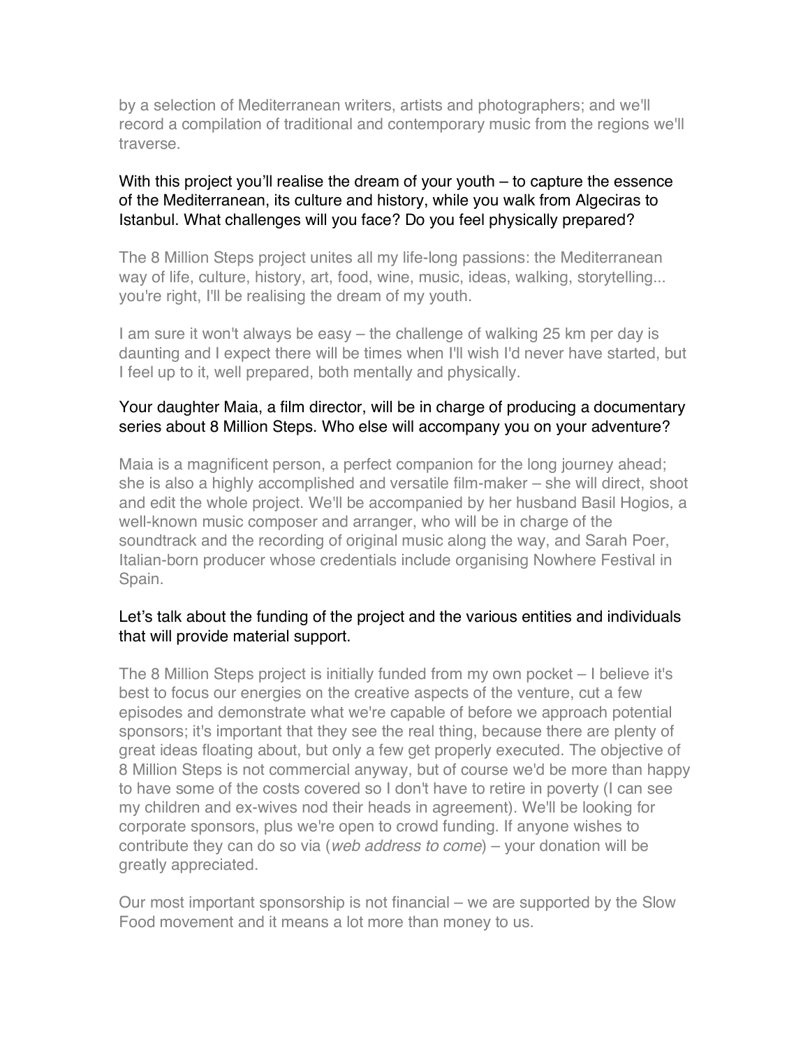by a selection of Mediterranean writers, artists and photographers; and we'll record a compilation of traditional and contemporary music from the regions we'll traverse.

**With this project you'll realise the dream of your youth – to capture the essence of the Mediterranean, its culture and history, while you walk from Algeciras to Istanbul. What challenges will you face? Do you feel physically prepared?**

The 8 Million Steps project unites all my life-long passions: the Mediterranean way of life, culture, history, art, food, wine, music, ideas, walking, storytelling... you're right, I'll be realising the dream of my youth.

I am sure it won't always be easy – the challenge of walking 25 km per day is daunting and I expect there will be times when I'll wish I'd never have started, but I feel up to it, well prepared, both mentally and physically.

**Your daughter Maia, a film director, will be in charge of producing a documentary series about 8 Million Steps. Who else will accompany you on your adventure?**

Maia is a magnificent person, a perfect companion for the long journey ahead; she is also a highly accomplished and versatile film-maker – she will direct, shoot and edit the whole project. We'll be accompanied by her husband Basil Hogios, a well-known music composer and arranger, who will be in charge of the soundtrack and the recording of original music along the way, and Sarah Poer, Italian-born producer whose credentials include organising Nowhere Festival in Spain.

**Let's talk about the funding of the project and the various entities and individuals that will provide material support.**

The 8 Million Steps project is initially funded from my own pocket – I believe it's best to focus our energies on the creative aspects of the venture, cut a few episodes and demonstrate what we're capable of before we approach potential sponsors; it's important that they see the real thing, because there are plenty of great ideas floating about, but only a few get properly executed. The objective of 8 Million Steps is not commercial anyway, but of course we'd be more than happy to have some of the costs covered so I don't have to retire in poverty (I can see my children and ex-wives nod their heads in agreement). We'll be looking for corporate sponsors, plus we're open to crowd funding. If anyone wishes to contribute they can do so via (*web address to come*) – your donation will be greatly appreciated.

Our most important sponsorship is not financial – we are supported by the Slow Food movement and it means a lot more than money to us.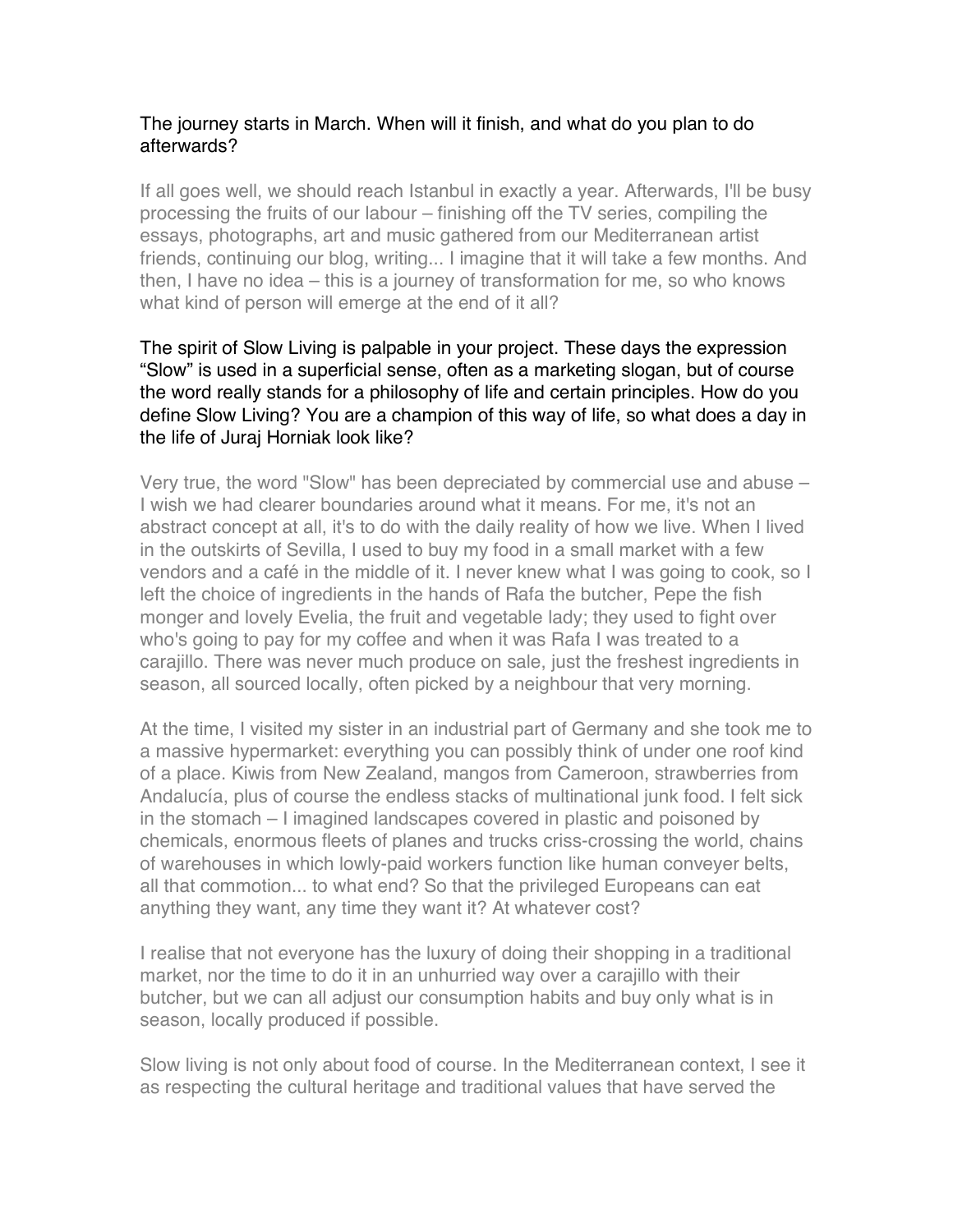The journey starts in March. When will it finish, and what do you plan to do afterwards?

If all goes well, we should reach Istanbul in exactly a year. Afterwards, I'll be busy processing the fruits of our labour – finishing off the TV series, compiling the essays, photographs, art and music gathered from our Mediterranean artist friends, continuing our blog, writing... I imagine that it will take a few months. And then, I have no idea – this is a journey of transformation for me, so who knows what kind of person will emerge at the end of it all?

The spirit of Slow Living is palpable in your project. These days the expression "Slow" is used in a superficial sense, often as a marketing slogan, but of course the word really stands for a philosophy of life and certain principles. How do you define Slow Living? You are a champion of this way of life, so what does a day in the life of Juraj Horniak look like?

Very true, the word "Slow" has been depreciated by commercial use and abuse – I wish we had clearer boundaries around what it means. For me, it's not an abstract concept at all, it's to do with the daily reality of how we live. When I lived in the outskirts of Sevilla, I used to buy my food in a small market with a few vendors and a café in the middle of it. I never knew what I was going to cook, so I left the choice of ingredients in the hands of Rafa the butcher, Pepe the fish monger and lovely Evelia, the fruit and vegetable lady; they used to fight over who's going to pay for my coffee and when it was Rafa I was treated to a carajillo. There was never much produce on sale, just the freshest ingredients in season, all sourced locally, often picked by a neighbour that very morning.

At the time, I visited my sister in an industrial part of Germany and she took me to a massive hypermarket: everything you can possibly think of under one roof kind of a place. Kiwis from New Zealand, mangos from Cameroon, strawberries from Andalucía, plus of course the endless stacks of multinational junk food. I felt sick in the stomach – I imagined landscapes covered in plastic and poisoned by chemicals, enormous fleets of planes and trucks criss-crossing the world, chains of warehouses in which lowly-paid workers function like human conveyer belts, all that commotion... to what end? So that the privileged Europeans can eat anything they want, any time they want it? At whatever cost?

I realise that not everyone has the luxury of doing their shopping in a traditional market, nor the time to do it in an unhurried way over a carajillo with their butcher, but we can all adjust our consumption habits and buy only what is in season, locally produced if possible.

Slow living is not only about food of course. In the Mediterranean context, I see it as respecting the cultural heritage and traditional values that have served the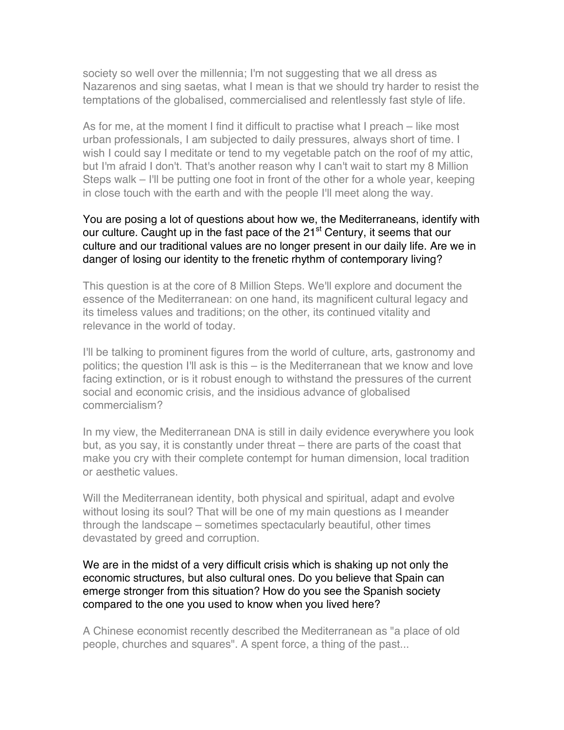society so well over the millennia; I'm not suggesting that we all dress as Nazarenos and sing saetas, what I mean is that we should try harder to resist the temptations of the globalised, commercialised and relentlessly fast style of life.

As for me, at the moment I find it difficult to practise what I preach – like most urban professionals, I am subjected to daily pressures, always short of time. I wish I could say I meditate or tend to my vegetable patch on the roof of my attic, but I'm afraid I don't. That's another reason why I can't wait to start my 8 Million Steps walk – I'll be putting one foot in front of the other for a whole year, keeping in close touch with the earth and with the people I'll meet along the way.

You are posing a lot of questions about how we, the Mediterraneans, identify with our culture. Caught up in the fast pace of the 21st Century, it seems that our culture and our traditional values are no longer present in our daily life. Are we in danger of losing our identity to the frenetic rhythm of contemporary living?

This question is at the core of 8 Million Steps. We'll explore and document the essence of the Mediterranean: on one hand, its magnificent cultural legacy and its timeless values and traditions; on the other, its continued vitality and relevance in the world of today.

I'll be talking to prominent figures from the world of culture, arts, gastronomy and politics; the question I'll ask is this – is the Mediterranean that we know and love facing extinction, or is it robust enough to withstand the pressures of the current social and economic crisis, and the insidious advance of globalised commercialism?

In my view, the Mediterranean DNA is still in daily evidence everywhere you look but, as you say, it is constantly under threat – there are parts of the coast that make you cry with their complete contempt for human dimension, local tradition or aesthetic values.

Will the Mediterranean identity, both physical and spiritual, adapt and evolve without losing its soul? That will be one of my main questions as I meander through the landscape – sometimes spectacularly beautiful, other times devastated by greed and corruption.

We are in the midst of a very difficult crisis which is shaking up not only the economic structures, but also cultural ones. Do you believe that Spain can emerge stronger from this situation? How do you see the Spanish society compared to the one you used to know when you lived here?

A Chinese economist recently described the Mediterranean as "a place of old people, churches and squares". A spent force, a thing of the past...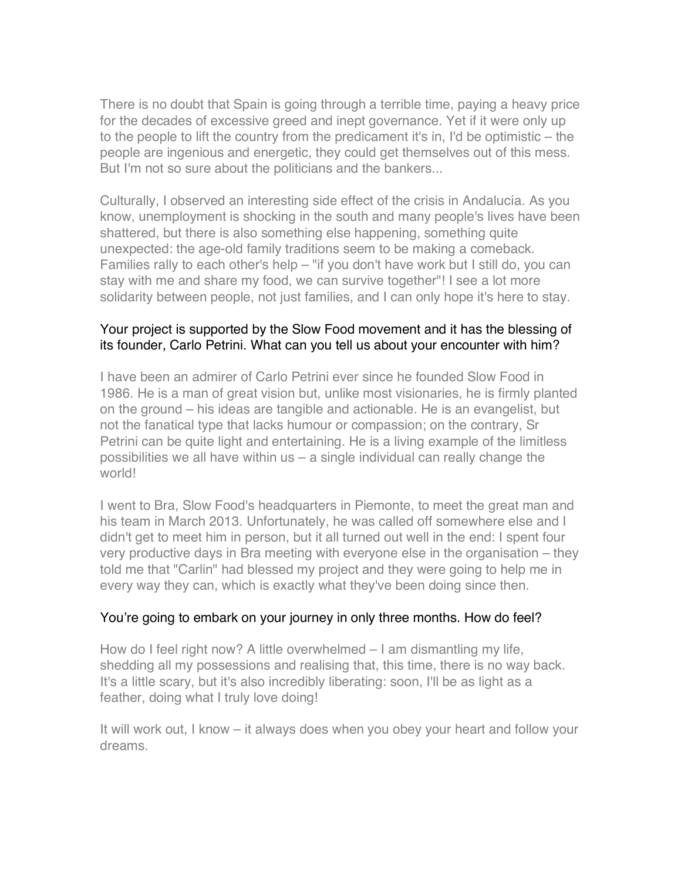There is no doubt that Spain is going through a terrible time, paying a heavy price for the decades of excessive greed and inept governance. Yet if it were only up to the people to lift the country from the predicament it's in, I'd be optimistic – the people are ingenious and energetic, they could get themselves out of this mess. But I'm not so sure about the politicians and the bankers...

Culturally, I observed an interesting side effect of the crisis in Andalucía. As you know, unemployment is shocking in the south and many people's lives have been shattered, but there is also something else happening, something quite unexpected: the age-old family traditions seem to be making a comeback. Families rally to each other's help – "if you don't have work but I still do, you can stay with me and share my food, we can survive together"! I see a lot more solidarity between people, not just families, and I can only hope it's here to stay.

Your project is supported by the Slow Food movement and it has the blessing of its founder, Carlo Petrini. What can you tell us about your encounter with him?

I have been an admirer of Carlo Petrini ever since he founded Slow Food in 1986. He is a man of great vision but, unlike most visionaries, he is firmly planted on the ground – his ideas are tangible and actionable. He is an evangelist, but not the fanatical type that lacks humour or compassion; on the contrary, Sr Petrini can be quite light and entertaining. He is a living example of the limitless possibilities we all have within us – a single individual can really change the world!

I went to Bra, Slow Food's headquarters in Piemonte, to meet the great man and his team in March 2013. Unfortunately, he was called off somewhere else and I didn't get to meet him in person, but it all turned out well in the end: I spent four very productive days in Bra meeting with everyone else in the organisation – they told me that "Carlin" had blessed my project and they were going to help me in every way they can, which is exactly what they've been doing since then.

You're going to embark on your journey in only three months. How do feel?

How do I feel right now? A little overwhelmed – I am dismantling my life, shedding all my possessions and realising that, this time, there is no way back. It's a little scary, but it's also incredibly liberating: soon, I'll be as light as a feather, doing what I truly love doing!

It will work out, I know – it always does when you obey your heart and follow your dreams.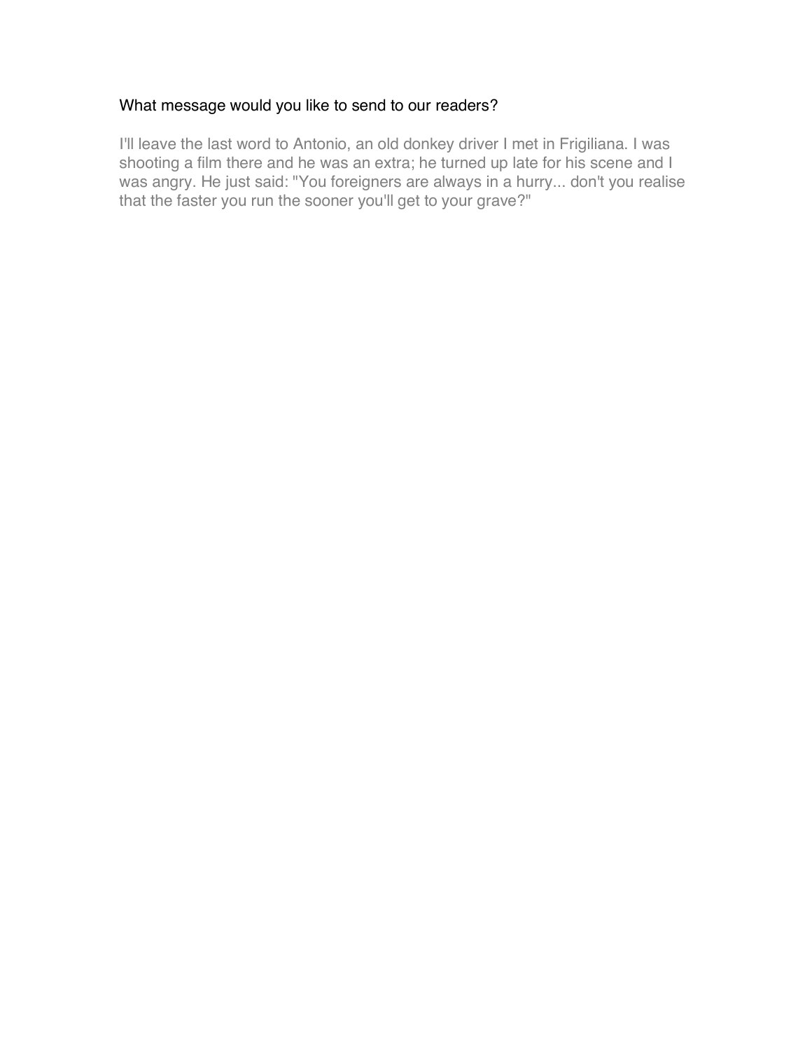What message would you like to send to our readers?

I'll leave the last word to Antonio, an old donkey driver I met in Frigiliana. I was shooting a film there and he was an extra; he turned up late for his scene and I was angry. He just said: "You foreigners are always in a hurry... don't you realise that the faster you run the sooner you'll get to your grave?"